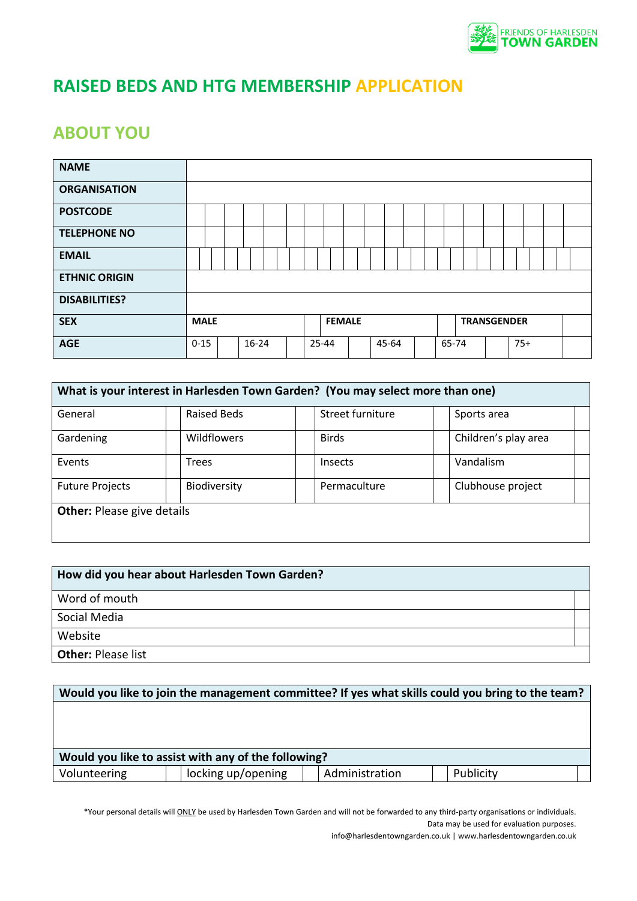FRIENDS OF HARLESDEN
TOWN GARDEN

# RAISED BEDS AND HTG MEMBERSHIP APPLICATION

## ABOUT YOU

| | | | | | | | | | | | |
|---|---|---|---|---|---|---|---|---|---|---|---|
| **NAME** | | | | | | | | | | | |
| **ORGANISATION** | | | | | | | | | | | |
| **POSTCODE** | | | | | | | | | | | |
| **TELEPHONE NO** | | | | | | | | | | | |
| **EMAIL** | | | | | | | | | | | |
| **ETHNIC ORIGIN** | | | | | | | | | | | |
| **DISABILITIES?** | | | | | | | | | | | |
| **SEX** | **MALE** | | | | **FEMALE** | | | | **TRANSGENDER** | | |
| **AGE** | 0-15 | | 16-24 | | 25-44 | | 45-64 | | 65-74 | | 75+ |

| **What is your interest in Harlesden Town Garden? (You may select more than one)** | | | | | | | |
|---|---|---|---|---|---|---|---|
| General | | Raised Beds | | Street furniture | | Sports area | |
| Gardening | | Wildflowers | | Birds | | Children's play area | |
| Events | | Trees | | Insects | | Vandalism | |
| Future Projects | | Biodiversity | | Permaculture | | Clubhouse project | |
| **Other:** Please give details | | | | | | | |

| **How did you hear about Harlesden Town Garden?** | |
|---|---|
| Word of mouth | |
| Social Media | |
| Website | |
| **Other:** Please list | |

| **Would you like to join the management committee? If yes what skills could you bring to the team?** | | | | | | | |
|---|---|---|---|---|---|---|---|
| | | | | | | | |
| **Would you like to assist with any of the following?** | | | | | | | |
| Volunteering | | locking up/opening | | Administration | | Publicity | |

*Your personal details will ONLY be used by Harlesden Town Garden and will not be forwarded to any third-party organisations or individuals.
Data may be used for evaluation purposes.
info@harlesdentowngarden.co.uk | www.harlesdentowngarden.co.uk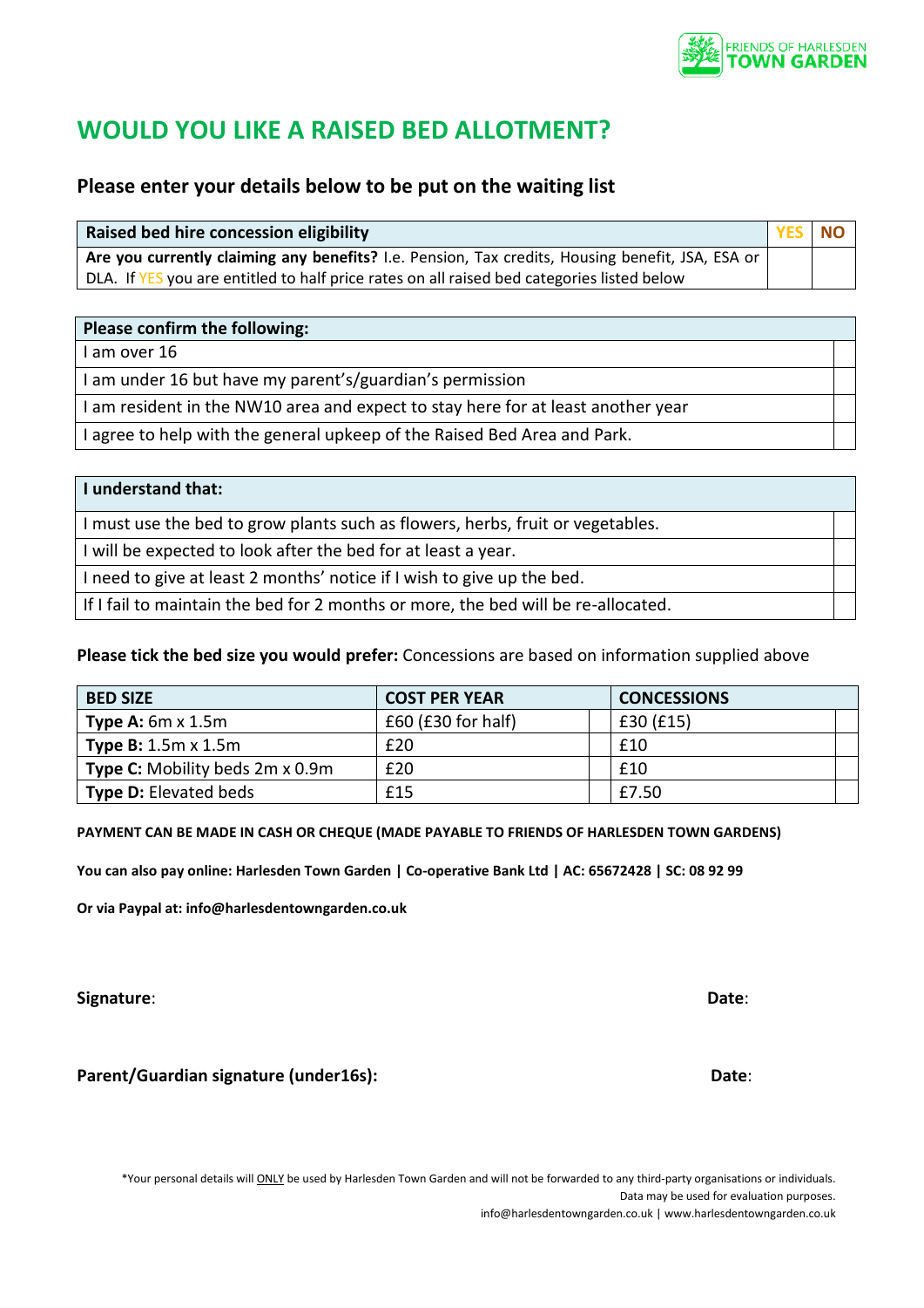# WOULD YOU LIKE A RAISED BED ALLOTMENT?

## Please enter your details below to be put on the waiting list

| Raised bed hire concession eligibility | YES | NO |
|---|---|---|
| **Are you currently claiming any benefits?** I.e. Pension, Tax credits, Housing benefit, JSA, ESA or DLA. If YES you are entitled to half price rates on all raised bed categories listed below | | |

| Please confirm the following: | |
|---|---|
| I am over 16 | |
| I am under 16 but have my parent's/guardian's permission | |
| I am resident in the NW10 area and expect to stay here for at least another year | |
| I agree to help with the general upkeep of the Raised Bed Area and Park. | |

| I understand that: | |
|---|---|
| I must use the bed to grow plants such as flowers, herbs, fruit or vegetables. | |
| I will be expected to look after the bed for at least a year. | |
| I need to give at least 2 months' notice if I wish to give up the bed. | |
| If I fail to maintain the bed for 2 months or more, the bed will be re-allocated. | |

**Please tick the bed size you would prefer:** Concessions are based on information supplied above

| BED SIZE | COST PER YEAR | | CONCESSIONS | |
|---|---|---|---|---|
| **Type A:** 6m x 1.5m | £60 (£30 for half) | | £30 (£15) | |
| **Type B:** 1.5m x 1.5m | £20 | | £10 | |
| **Type C:** Mobility beds 2m x 0.9m | £20 | | £10 | |
| **Type D:** Elevated beds | £15 | | £7.50 | |

**PAYMENT CAN BE MADE IN CASH OR CHEQUE (MADE PAYABLE TO FRIENDS OF HARLESDEN TOWN GARDENS)**

**You can also pay online: Harlesden Town Garden | Co-operative Bank Ltd | AC: 65672428 | SC: 08 92 99**

**Or via Paypal at: info@harlesdentowngarden.co.uk**

**Signature**: **Date**:

**Parent/Guardian signature (under16s):** **Date**:

*Your personal details will ONLY be used by Harlesden Town Garden and will not be forwarded to any third-party organisations or individuals. Data may be used for evaluation purposes.

info@harlesdentowngarden.co.uk | www.harlesdentowngarden.co.uk